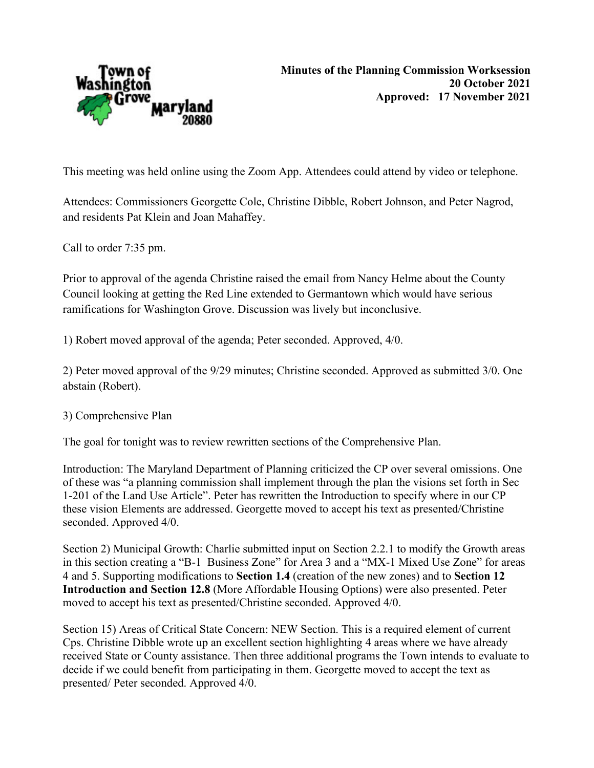**Minutes of the Planning Commission Worksession**
**20 October 2021**
**Approved: 17 November 2021**

This meeting was held online using the Zoom App. Attendees could attend by video or telephone.

Attendees: Commissioners Georgette Cole, Christine Dibble, Robert Johnson, and Peter Nagrod, and residents Pat Klein and Joan Mahaffey.

Call to order 7:35 pm.

Prior to approval of the agenda Christine raised the email from Nancy Helme about the County Council looking at getting the Red Line extended to Germantown which would have serious ramifications for Washington Grove. Discussion was lively but inconclusive.

1) Robert moved approval of the agenda; Peter seconded. Approved, 4/0.

2) Peter moved approval of the 9/29 minutes; Christine seconded. Approved as submitted 3/0. One abstain (Robert).

3) Comprehensive Plan

The goal for tonight was to review rewritten sections of the Comprehensive Plan.

Introduction: The Maryland Department of Planning criticized the CP over several omissions. One of these was "a planning commission shall implement through the plan the visions set forth in Sec 1-201 of the Land Use Article". Peter has rewritten the Introduction to specify where in our CP these vision Elements are addressed. Georgette moved to accept his text as presented/Christine seconded. Approved 4/0.

Section 2) Municipal Growth: Charlie submitted input on Section 2.2.1 to modify the Growth areas in this section creating a "B-1 Business Zone" for Area 3 and a "MX-1 Mixed Use Zone" for areas 4 and 5. Supporting modifications to **Section 1.4** (creation of the new zones) and to **Section 12 Introduction and Section 12.8** (More Affordable Housing Options) were also presented. Peter moved to accept his text as presented/Christine seconded. Approved 4/0.

Section 15) Areas of Critical State Concern: NEW Section. This is a required element of current Cps. Christine Dibble wrote up an excellent section highlighting 4 areas where we have already received State or County assistance. Then three additional programs the Town intends to evaluate to decide if we could benefit from participating in them. Georgette moved to accept the text as presented/ Peter seconded. Approved 4/0.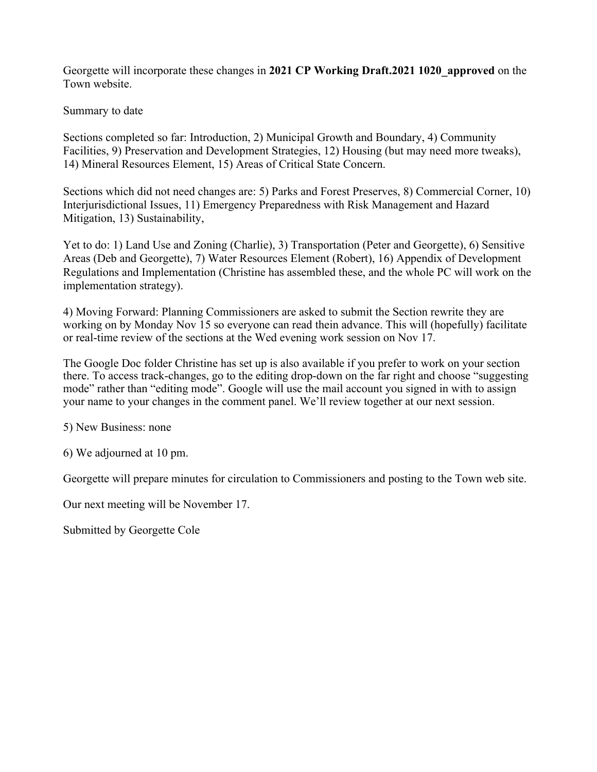Georgette will incorporate these changes in **2021 CP Working Draft.2021 1020_approved** on the Town website.

Summary to date

Sections completed so far: Introduction, 2) Municipal Growth and Boundary, 4) Community Facilities, 9) Preservation and Development Strategies, 12) Housing (but may need more tweaks), 14) Mineral Resources Element, 15) Areas of Critical State Concern.

Sections which did not need changes are: 5) Parks and Forest Preserves, 8) Commercial Corner, 10) Interjurisdictional Issues, 11) Emergency Preparedness with Risk Management and Hazard Mitigation, 13) Sustainability,

Yet to do: 1) Land Use and Zoning (Charlie), 3) Transportation (Peter and Georgette), 6) Sensitive Areas (Deb and Georgette), 7) Water Resources Element (Robert), 16) Appendix of Development Regulations and Implementation (Christine has assembled these, and the whole PC will work on the implementation strategy).

4) Moving Forward: Planning Commissioners are asked to submit the Section rewrite they are working on by Monday Nov 15 so everyone can read thein advance. This will (hopefully) facilitate or real-time review of the sections at the Wed evening work session on Nov 17.

The Google Doc folder Christine has set up is also available if you prefer to work on your section there. To access track-changes, go to the editing drop-down on the far right and choose "suggesting mode" rather than "editing mode". Google will use the mail account you signed in with to assign your name to your changes in the comment panel. We'll review together at our next session.

5) New Business: none

6) We adjourned at 10 pm.

Georgette will prepare minutes for circulation to Commissioners and posting to the Town web site.

Our next meeting will be November 17.

Submitted by Georgette Cole